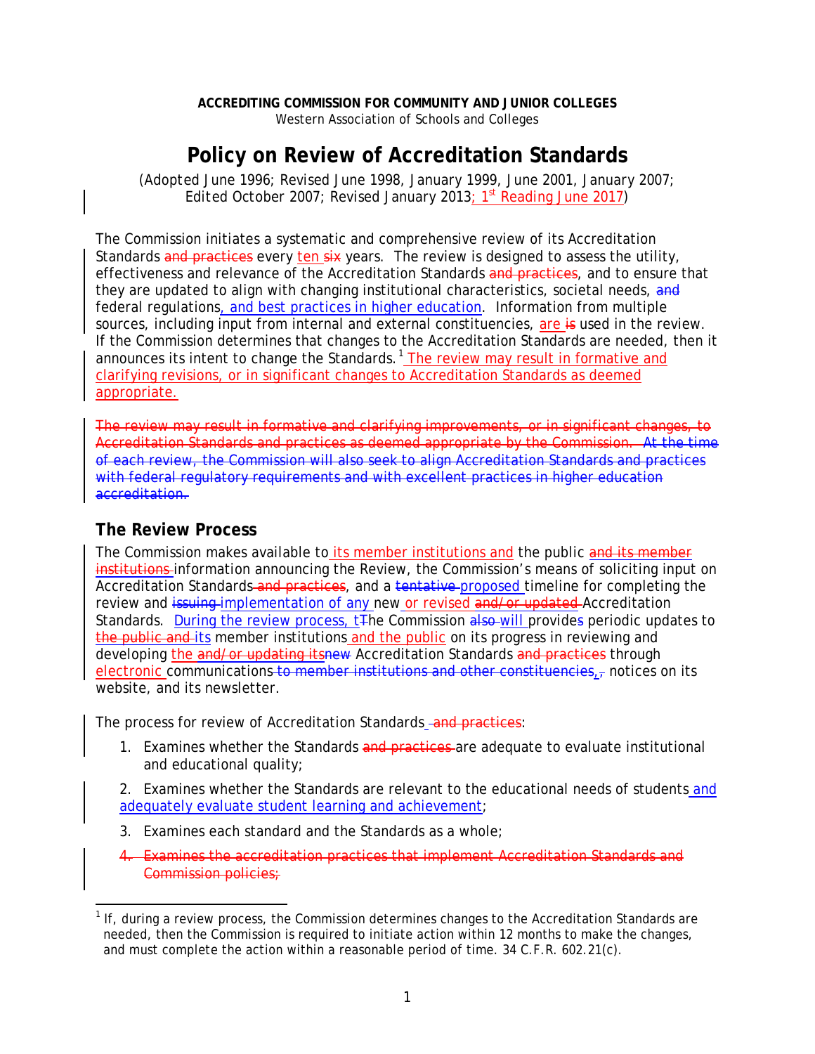**ACCREDITING COMMISSION FOR COMMUNITY AND JUNIOR COLLEGES**
Western Association of Schools and Colleges

# Policy on Review of Accreditation Standards

(*Adopted June 1996; Revised June 1998, January 1999, June 2001, January 2007; Edited October 2007; Revised January 2013; 1st Reading June 2017*)

The Commission initiates a systematic and comprehensive review of its Accreditation Standards ~~and practices~~ every ten ~~six~~ years. The review is designed to assess the utility, effectiveness and relevance of the Accreditation Standards ~~and practices~~, and to ensure that they are updated to align with changing institutional characteristics, societal needs, ~~and~~ federal regulations, and best practices in higher education. Information from multiple sources, including input from internal and external constituencies, are ~~is~~ used in the review. If the Commission determines that changes to the Accreditation Standards are needed, then it announces its intent to change the Standards.[1] The review may result in formative and clarifying revisions, or in significant changes to Accreditation Standards as deemed appropriate.

~~The review may result in formative and clarifying improvements, or in significant changes, to Accreditation Standards and practices as deemed appropriate by the Commission. At the time of each review, the Commission will also seek to align Accreditation Standards and practices with federal regulatory requirements and with excellent practices in higher education accreditation.~~

## The Review Process

The Commission makes available to its member institutions and the public ~~and its member institutions~~ information announcing the Review, the Commission's means of soliciting input on Accreditation Standards ~~and practices~~, and a ~~tentative~~ proposed timeline for completing the review and ~~issuing~~ implementation of any new or revised ~~and/or updated~~ Accreditation Standards. During the review process, t~~T~~he Commission ~~also~~ will provide~~s~~ periodic updates to ~~the public and~~ its member institutions and the public on its progress in reviewing and developing the ~~and/or updating its new~~ Accreditation Standards ~~and practices~~ through electronic communications ~~to member institutions and other constituencies,~~, notices on its website, and its newsletter.

The process for review of Accreditation Standards ~~and practices~~:

1. Examines whether the Standards ~~and practices~~ are adequate to evaluate institutional and educational quality;
2. Examines whether the Standards are relevant to the educational needs of students and adequately evaluate student learning and achievement;
3. Examines each standard and the Standards as a whole;
4. ~~Examines the accreditation practices that implement Accreditation Standards and Commission policies;~~

[1] If, during a review process, the Commission determines changes to the Accreditation Standards are needed, then the Commission is required to initiate action within 12 months to make the changes, and must complete the action within a reasonable period of time. 34 C.F.R. 602.21(c).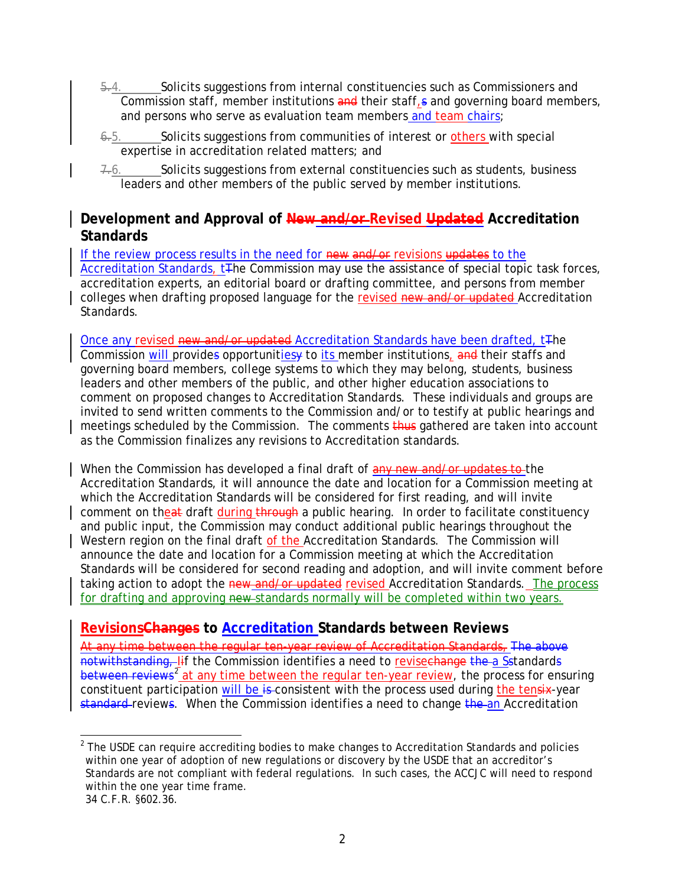4. Solicits suggestions from internal constituencies such as Commissioners and Commission staff, member institutions, their staff, and governing board members, and persons who serve as evaluation team members and team chairs;

5. Solicits suggestions from communities of interest or others with special expertise in accreditation related matters; and

6. Solicits suggestions from external constituencies such as students, business leaders and other members of the public served by member institutions.

## Development and Approval of Revised Accreditation Standards

If the review process results in the need for revisions to the Accreditation Standards, the Commission may use the assistance of special topic task forces, accreditation experts, an editorial board or drafting committee, and persons from member colleges when drafting proposed language for the revised Accreditation Standards.

Once any revised Accreditation Standards have been drafted, the Commission will provide opportunities to its member institutions, their staffs and governing board members, college systems to which they may belong, students, business leaders and other members of the public, and other higher education associations to comment on proposed changes to Accreditation Standards. These individuals and groups are invited to send written comments to the Commission and/or to testify at public hearings and meetings scheduled by the Commission. The comments gathered are taken into account as the Commission finalizes any revisions to Accreditation standards.

When the Commission has developed a final draft of the Accreditation Standards, it will announce the date and location for a Commission meeting at which the Accreditation Standards will be considered for first reading, and will invite comment on the draft during a public hearing. In order to facilitate constituency and public input, the Commission may conduct additional public hearings throughout the Western region on the final draft of the Accreditation Standards. The Commission will announce the date and location for a Commission meeting at which the Accreditation Standards will be considered for second reading and adoption, and will invite comment before taking action to adopt the revised Accreditation Standards. The process for drafting and approving standards normally will be completed within two years.

## Revisions to Accreditation Standards between Reviews

If the Commission identifies a need to revise a Standards[2] at any time between the regular ten-year review, the process for ensuring constituent participation will be consistent with the process used during the ten-year reviews. When the Commission identifies a need to change an Accreditation

---

[2] The USDE can require accrediting bodies to make changes to Accreditation Standards and policies within one year of adoption of new regulations or discovery by the USDE that an accreditor's Standards are not compliant with federal regulations. In such cases, the ACCJC will need to respond within the one year time frame.
34 C.F.R. §602.36.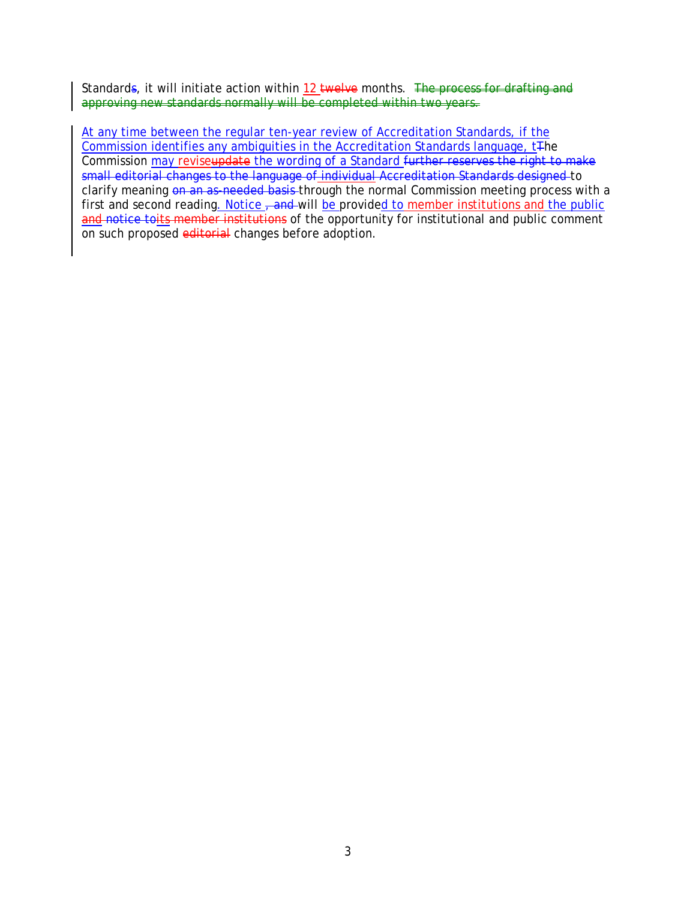Standard~~s~~, it will initiate action within 12 ~~twelve~~ months. ~~The process for drafting and approving new standards normally will be completed within two years.~~

At any time between the regular ten-year review of Accreditation Standards, if the Commission identifies any ambiguities in the Accreditation Standards language, t~~T~~he Commission may revise~~update~~ the wording of a Standard ~~further reserves the right to make small editorial changes to the language of~~ individual ~~Accreditation Standards designed~~ to clarify meaning ~~on an as-needed basis~~ through the normal Commission meeting process with a first and second reading. Notice ~~, and~~ will be provided to member institutions and the public ~~and~~ ~~notice to~~its ~~member institutions~~ of the opportunity for institutional and public comment on such proposed ~~editorial~~ changes before adoption.